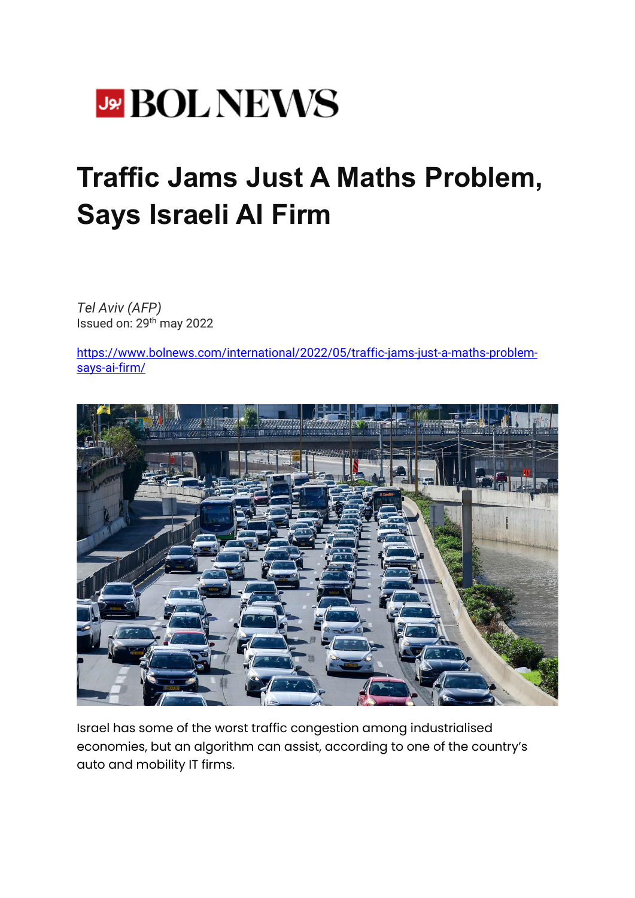BOL NEWS

# Traffic Jams Just A Maths Problem, Says Israeli AI Firm

*Tel Aviv (AFP)*
Issued on: 29th may 2022

https://www.bolnews.com/international/2022/05/traffic-jams-just-a-maths-problem-says-ai-firm/

Israel has some of the worst traffic congestion among industrialised economies, but an algorithm can assist, according to one of the country's auto and mobility IT firms.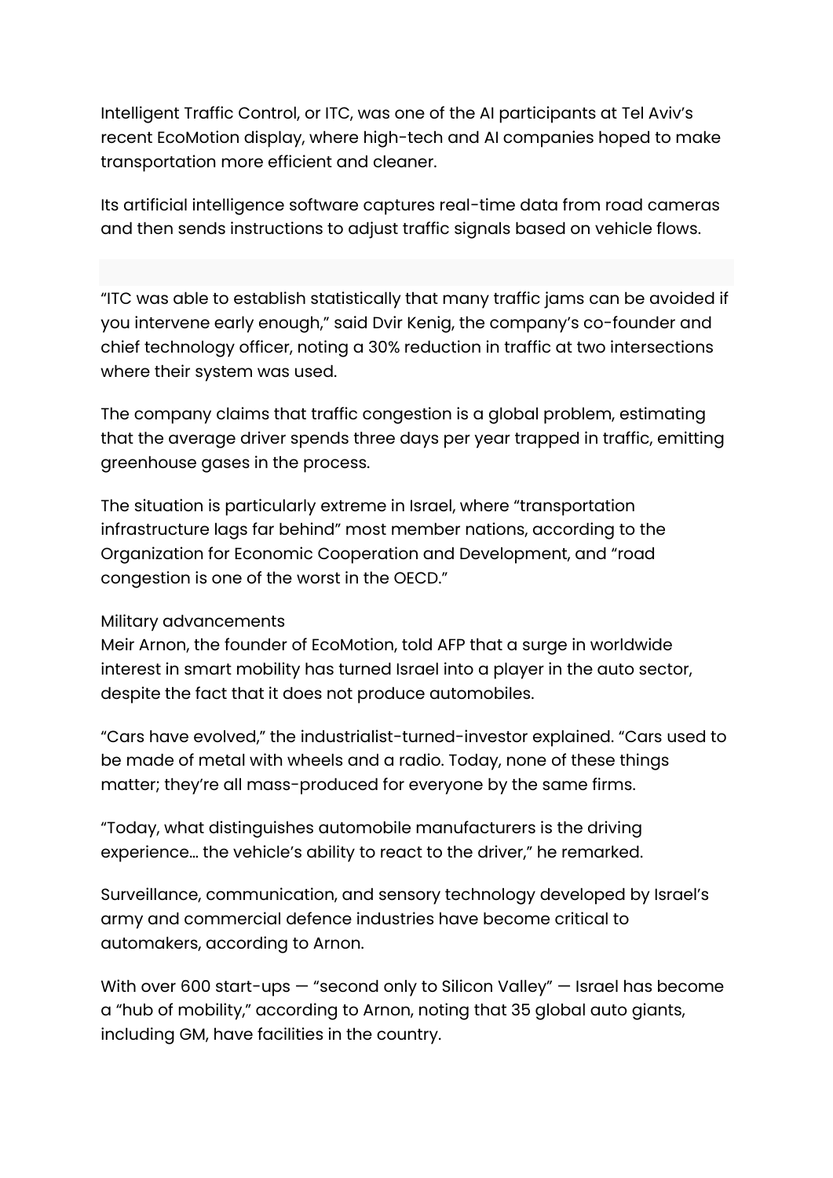Intelligent Traffic Control, or ITC, was one of the AI participants at Tel Aviv's recent EcoMotion display, where high-tech and AI companies hoped to make transportation more efficient and cleaner.

Its artificial intelligence software captures real-time data from road cameras and then sends instructions to adjust traffic signals based on vehicle flows.

"ITC was able to establish statistically that many traffic jams can be avoided if you intervene early enough," said Dvir Kenig, the company's co-founder and chief technology officer, noting a 30% reduction in traffic at two intersections where their system was used.

The company claims that traffic congestion is a global problem, estimating that the average driver spends three days per year trapped in traffic, emitting greenhouse gases in the process.

The situation is particularly extreme in Israel, where "transportation infrastructure lags far behind" most member nations, according to the Organization for Economic Cooperation and Development, and "road congestion is one of the worst in the OECD."

Military advancements

Meir Arnon, the founder of EcoMotion, told AFP that a surge in worldwide interest in smart mobility has turned Israel into a player in the auto sector, despite the fact that it does not produce automobiles.

"Cars have evolved," the industrialist-turned-investor explained. "Cars used to be made of metal with wheels and a radio. Today, none of these things matter; they're all mass-produced for everyone by the same firms.

"Today, what distinguishes automobile manufacturers is the driving experience… the vehicle's ability to react to the driver," he remarked.

Surveillance, communication, and sensory technology developed by Israel's army and commercial defence industries have become critical to automakers, according to Arnon.

With over 600 start-ups — "second only to Silicon Valley" — Israel has become a "hub of mobility," according to Arnon, noting that 35 global auto giants, including GM, have facilities in the country.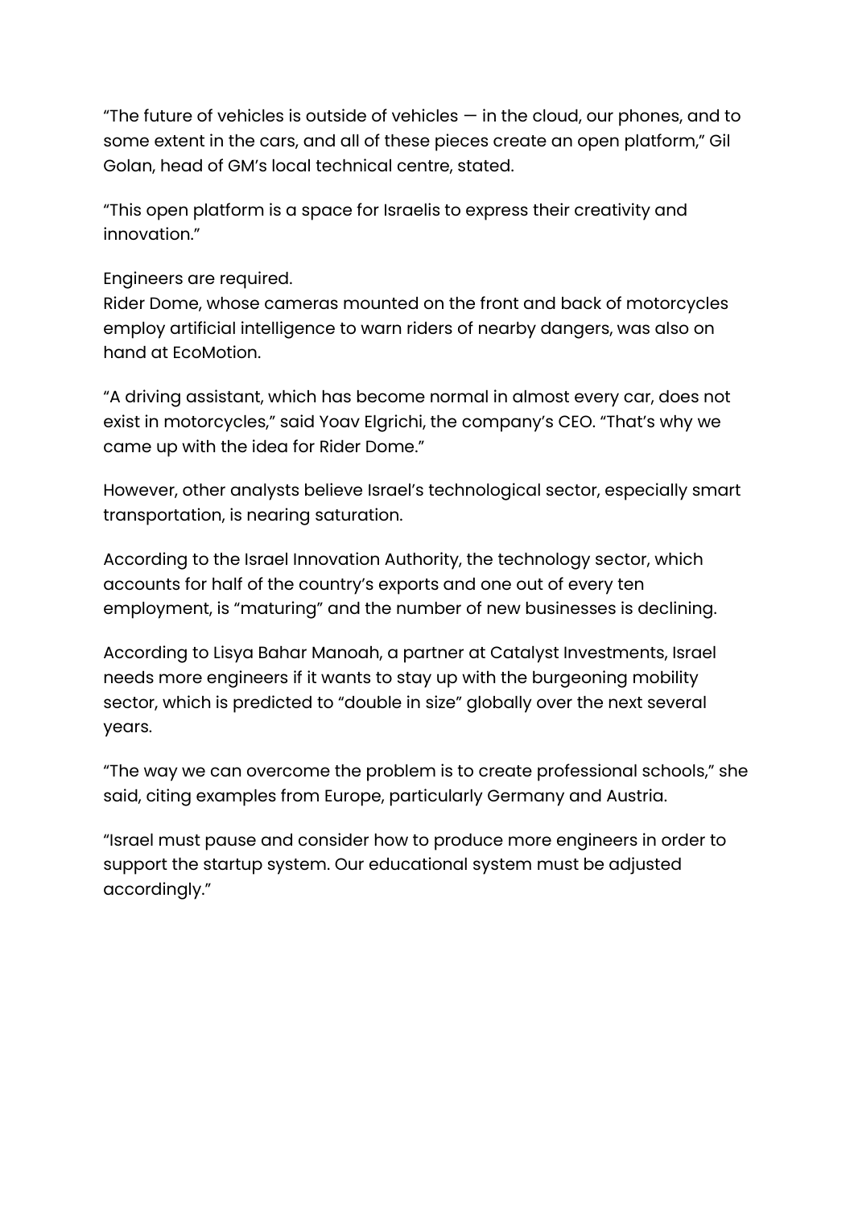"The future of vehicles is outside of vehicles — in the cloud, our phones, and to some extent in the cars, and all of these pieces create an open platform," Gil Golan, head of GM's local technical centre, stated.

"This open platform is a space for Israelis to express their creativity and innovation."

Engineers are required.

Rider Dome, whose cameras mounted on the front and back of motorcycles employ artificial intelligence to warn riders of nearby dangers, was also on hand at EcoMotion.

"A driving assistant, which has become normal in almost every car, does not exist in motorcycles," said Yoav Elgrichi, the company's CEO. "That's why we came up with the idea for Rider Dome."

However, other analysts believe Israel's technological sector, especially smart transportation, is nearing saturation.

According to the Israel Innovation Authority, the technology sector, which accounts for half of the country's exports and one out of every ten employment, is "maturing" and the number of new businesses is declining.

According to Lisya Bahar Manoah, a partner at Catalyst Investments, Israel needs more engineers if it wants to stay up with the burgeoning mobility sector, which is predicted to "double in size" globally over the next several years.

"The way we can overcome the problem is to create professional schools," she said, citing examples from Europe, particularly Germany and Austria.

"Israel must pause and consider how to produce more engineers in order to support the startup system. Our educational system must be adjusted accordingly."